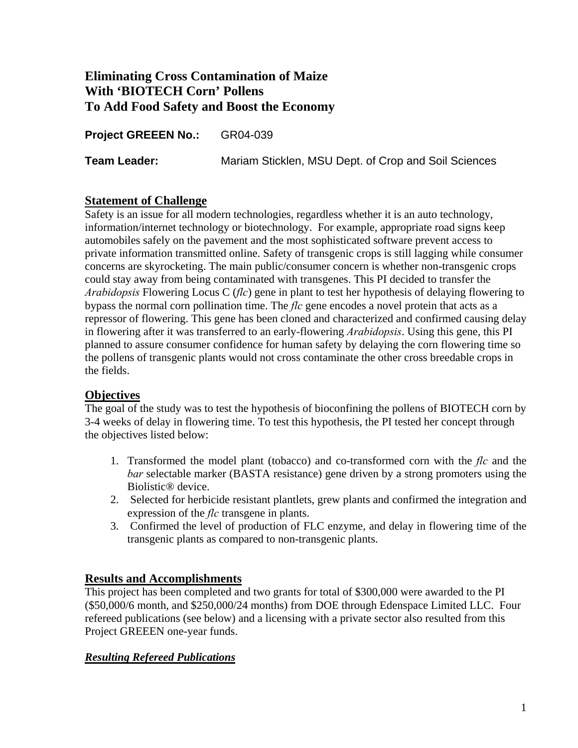# Eliminating Cross Contamination of Maize With 'BIOTECH Corn' Pollens To Add Food Safety and Boost the Economy

**Project GREEEN No.:** GR04-039

**Team Leader:** Mariam Sticklen, MSU Dept. of Crop and Soil Sciences

## Statement of Challenge

Safety is an issue for all modern technologies, regardless whether it is an auto technology, information/internet technology or biotechnology. For example, appropriate road signs keep automobiles safely on the pavement and the most sophisticated software prevent access to private information transmitted online. Safety of transgenic crops is still lagging while consumer concerns are skyrocketing. The main public/consumer concern is whether non-transgenic crops could stay away from being contaminated with transgenes. This PI decided to transfer the *Arabidopsis* Flowering Locus C (*flc*) gene in plant to test her hypothesis of delaying flowering to bypass the normal corn pollination time. The *flc* gene encodes a novel protein that acts as a repressor of flowering. This gene has been cloned and characterized and confirmed causing delay in flowering after it was transferred to an early-flowering *Arabidopsis*. Using this gene, this PI planned to assure consumer confidence for human safety by delaying the corn flowering time so the pollens of transgenic plants would not cross contaminate the other cross breedable crops in the fields.

## Objectives

The goal of the study was to test the hypothesis of bioconfining the pollens of BIOTECH corn by 3-4 weeks of delay in flowering time. To test this hypothesis, the PI tested her concept through the objectives listed below:

1. Transformed the model plant (tobacco) and co-transformed corn with the *flc* and the *bar* selectable marker (BASTA resistance) gene driven by a strong promoters using the Biolistic® device.
2. Selected for herbicide resistant plantlets, grew plants and confirmed the integration and expression of the *flc* transgene in plants.
3. Confirmed the level of production of FLC enzyme, and delay in flowering time of the transgenic plants as compared to non-transgenic plants.

## Results and Accomplishments

This project has been completed and two grants for total of $300,000 were awarded to the PI ($50,000/6 month, and $250,000/24 months) from DOE through Edenspace Limited LLC. Four refereed publications (see below) and a licensing with a private sector also resulted from this Project GREEEN one-year funds.

### *Resulting Refereed Publications*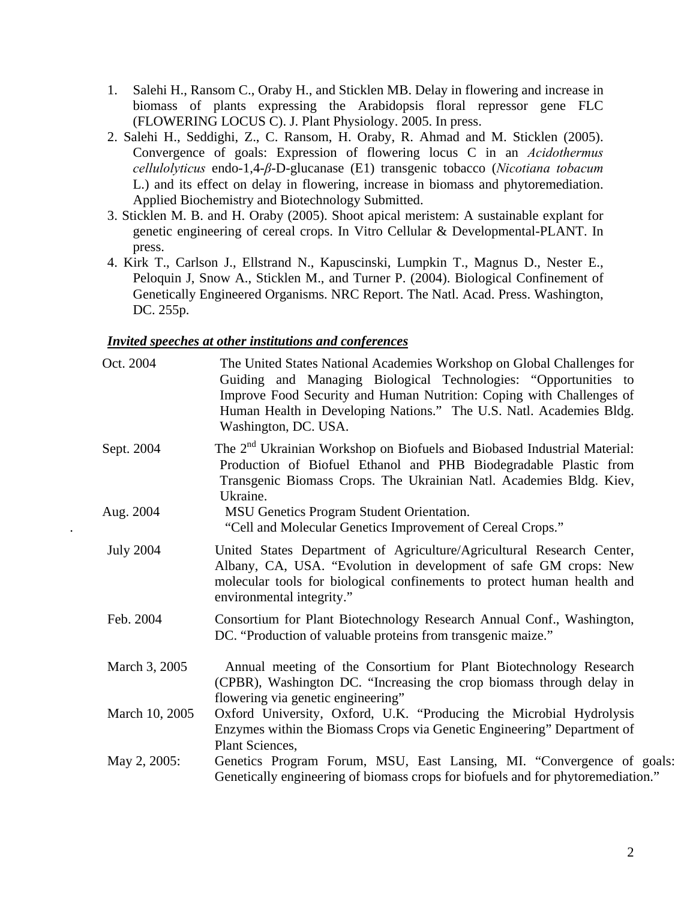1. Salehi H., Ransom C., Oraby H., and Sticklen MB. Delay in flowering and increase in biomass of plants expressing the Arabidopsis floral repressor gene FLC (FLOWERING LOCUS C). J. Plant Physiology. 2005. In press.
2. Salehi H., Seddighi, Z., C. Ransom, H. Oraby, R. Ahmad and M. Sticklen (2005). Convergence of goals: Expression of flowering locus C in an *Acidothermus cellulolyticus* endo-1,4-*β*-D-glucanase (E1) transgenic tobacco (*Nicotiana tobacum* L.) and its effect on delay in flowering, increase in biomass and phytoremediation. Applied Biochemistry and Biotechnology Submitted.
3. Sticklen M. B. and H. Oraby (2005). Shoot apical meristem: A sustainable explant for genetic engineering of cereal crops. In Vitro Cellular & Developmental-PLANT. In press.
4. Kirk T., Carlson J., Ellstrand N., Kapuscinski, Lumpkin T., Magnus D., Nester E., Peloquin J, Snow A., Sticklen M., and Turner P. (2004). Biological Confinement of Genetically Engineered Organisms. NRC Report. The Natl. Acad. Press. Washington, DC. 255p.

***<u>Invited speeches at other institutions and conferences</u>***

Oct. 2004 — The United States National Academies Workshop on Global Challenges for Guiding and Managing Biological Technologies: "Opportunities to Improve Food Security and Human Nutrition: Coping with Challenges of Human Health in Developing Nations." The U.S. Natl. Academies Bldg. Washington, DC. USA.

Sept. 2004 — The 2nd Ukrainian Workshop on Biofuels and Biobased Industrial Material: Production of Biofuel Ethanol and PHB Biodegradable Plastic from Transgenic Biomass Crops. The Ukrainian Natl. Academies Bldg. Kiev, Ukraine.

Aug. 2004 — MSU Genetics Program Student Orientation. "Cell and Molecular Genetics Improvement of Cereal Crops."

July 2004 — United States Department of Agriculture/Agricultural Research Center, Albany, CA, USA. "Evolution in development of safe GM crops: New molecular tools for biological confinements to protect human health and environmental integrity."

Feb. 2004 — Consortium for Plant Biotechnology Research Annual Conf., Washington, DC. "Production of valuable proteins from transgenic maize."

March 3, 2005 — Annual meeting of the Consortium for Plant Biotechnology Research (CPBR), Washington DC. "Increasing the crop biomass through delay in flowering via genetic engineering"

March 10, 2005 — Oxford University, Oxford, U.K. "Producing the Microbial Hydrolysis Enzymes within the Biomass Crops via Genetic Engineering" Department of Plant Sciences,

May 2, 2005: — Genetics Program Forum, MSU, East Lansing, MI. "Convergence of goals: Genetically engineering of biomass crops for biofuels and for phytoremediation."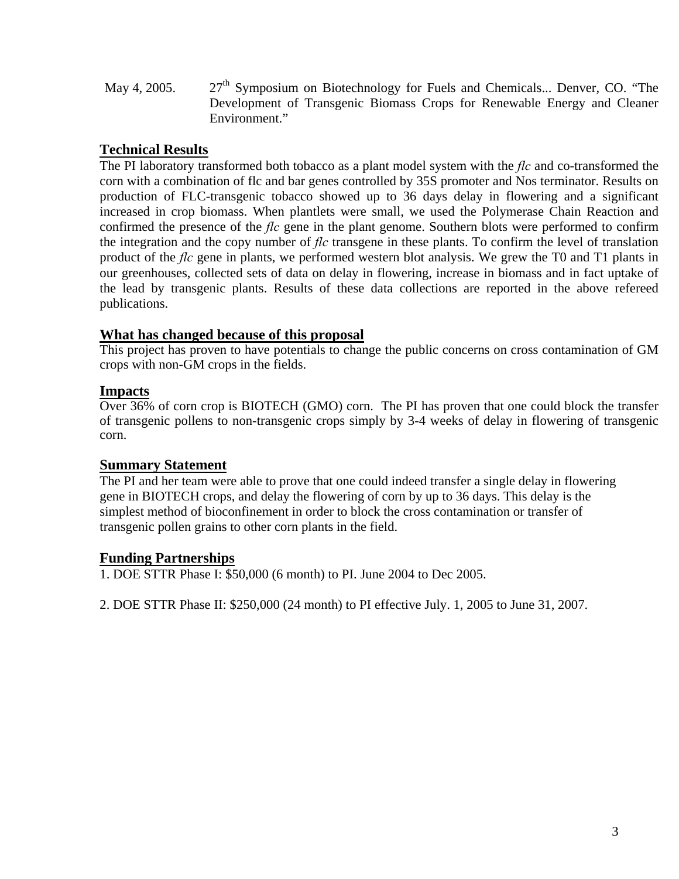May 4, 2005. 27th Symposium on Biotechnology for Fuels and Chemicals... Denver, CO. "The Development of Transgenic Biomass Crops for Renewable Energy and Cleaner Environment."

## Technical Results

The PI laboratory transformed both tobacco as a plant model system with the *flc* and co-transformed the corn with a combination of flc and bar genes controlled by 35S promoter and Nos terminator. Results on production of FLC-transgenic tobacco showed up to 36 days delay in flowering and a significant increased in crop biomass. When plantlets were small, we used the Polymerase Chain Reaction and confirmed the presence of the *flc* gene in the plant genome. Southern blots were performed to confirm the integration and the copy number of *flc* transgene in these plants. To confirm the level of translation product of the *flc* gene in plants, we performed western blot analysis. We grew the T0 and T1 plants in our greenhouses, collected sets of data on delay in flowering, increase in biomass and in fact uptake of the lead by transgenic plants. Results of these data collections are reported in the above refereed publications.

## What has changed because of this proposal

This project has proven to have potentials to change the public concerns on cross contamination of GM crops with non-GM crops in the fields.

## Impacts

Over 36% of corn crop is BIOTECH (GMO) corn. The PI has proven that one could block the transfer of transgenic pollens to non-transgenic crops simply by 3-4 weeks of delay in flowering of transgenic corn.

## Summary Statement

The PI and her team were able to prove that one could indeed transfer a single delay in flowering gene in BIOTECH crops, and delay the flowering of corn by up to 36 days. This delay is the simplest method of bioconfinement in order to block the cross contamination or transfer of transgenic pollen grains to other corn plants in the field.

## Funding Partnerships

1. DOE STTR Phase I: $50,000 (6 month) to PI. June 2004 to Dec 2005.

2. DOE STTR Phase II: $250,000 (24 month) to PI effective July. 1, 2005 to June 31, 2007.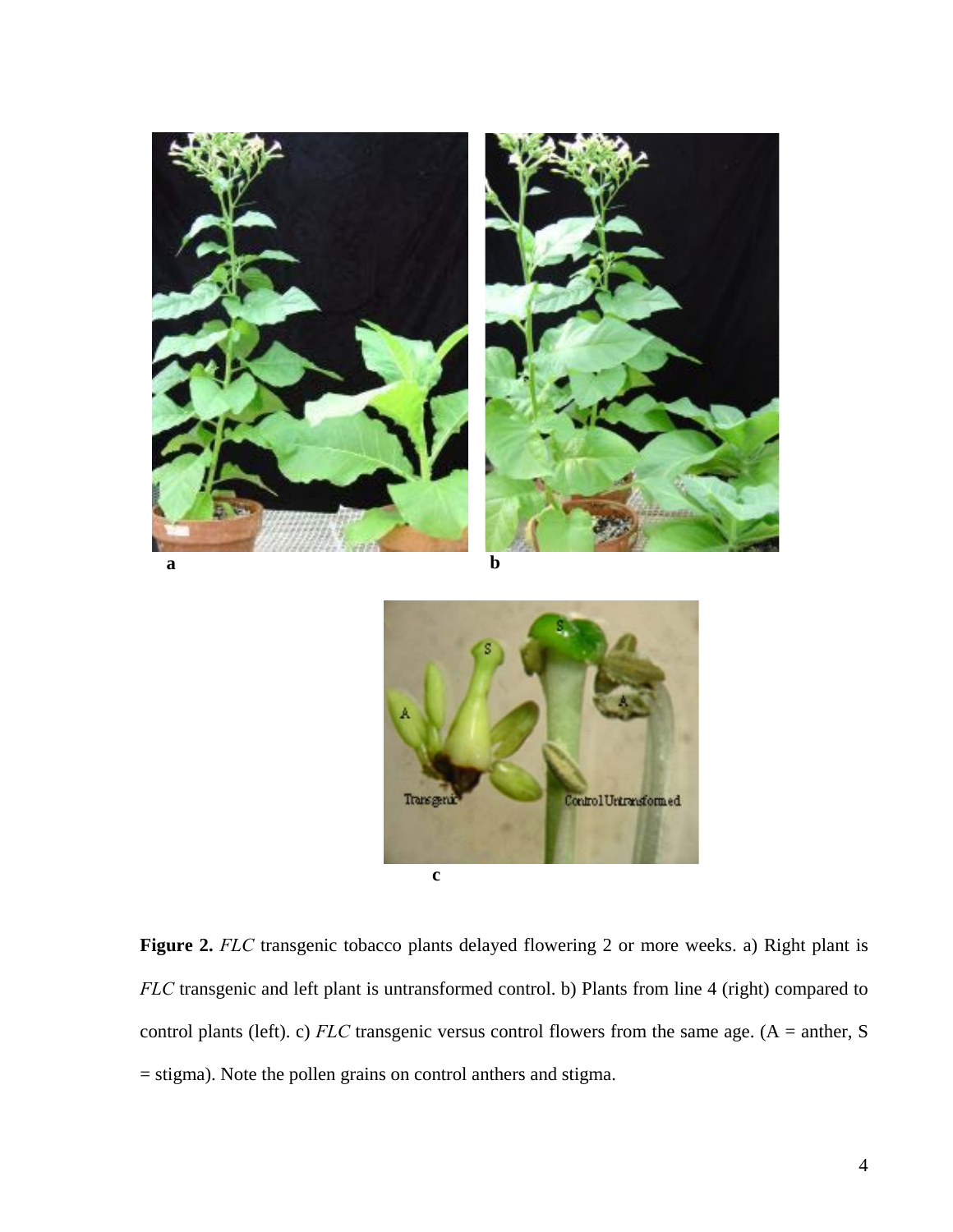**Figure 2.** *FLC* transgenic tobacco plants delayed flowering 2 or more weeks. a) Right plant is *FLC* transgenic and left plant is untransformed control. b) Plants from line 4 (right) compared to control plants (left). c) *FLC* transgenic versus control flowers from the same age. (A = anther, S = stigma). Note the pollen grains on control anthers and stigma.